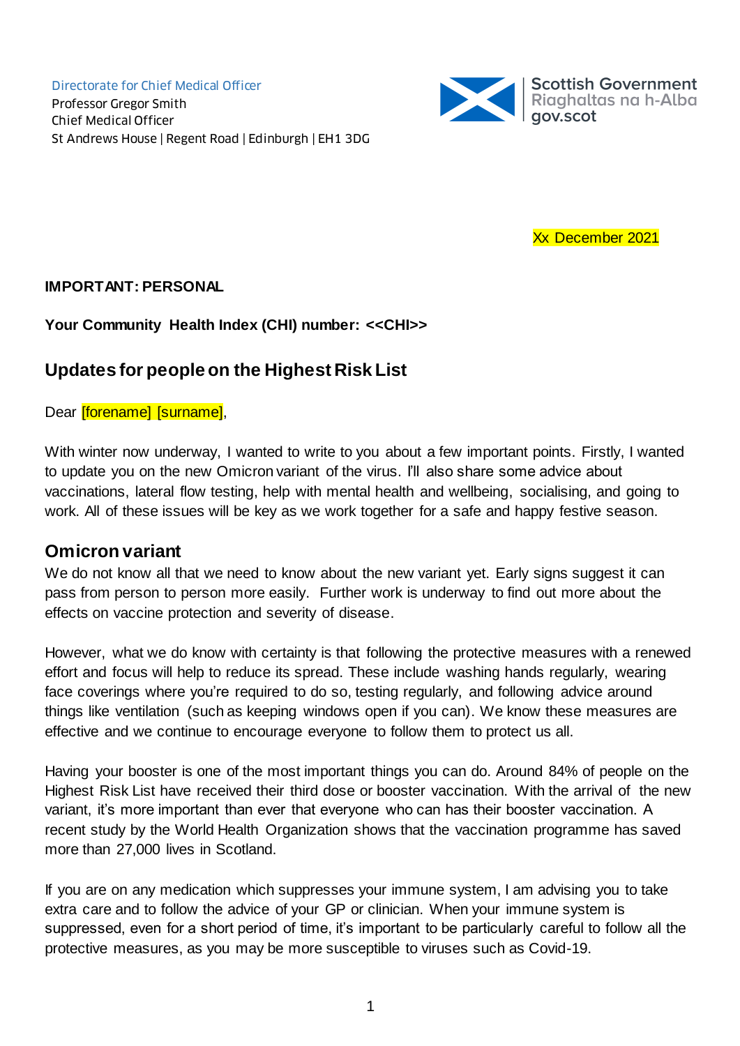Directorate for Chief Medical Officer
Professor Gregor Smith
Chief Medical Officer
St Andrews House | Regent Road | Edinburgh | EH1 3DG

Scottish Government
Riaghaltas na h-Alba
gov.scot

Xx December 2021

**IMPORTANT: PERSONAL**

**Your Community Health Index (CHI) number: <<CHI>>**

## Updates for people on the Highest Risk List

Dear [forename] [surname],

With winter now underway, I wanted to write to you about a few important points. Firstly, I wanted to update you on the new Omicron variant of the virus. I'll also share some advice about vaccinations, lateral flow testing, help with mental health and wellbeing, socialising, and going to work. All of these issues will be key as we work together for a safe and happy festive season.

## Omicron variant

We do not know all that we need to know about the new variant yet. Early signs suggest it can pass from person to person more easily. Further work is underway to find out more about the effects on vaccine protection and severity of disease.

However, what we do know with certainty is that following the protective measures with a renewed effort and focus will help to reduce its spread. These include washing hands regularly, wearing face coverings where you're required to do so, testing regularly, and following advice around things like ventilation (such as keeping windows open if you can). We know these measures are effective and we continue to encourage everyone to follow them to protect us all.

Having your booster is one of the most important things you can do. Around 84% of people on the Highest Risk List have received their third dose or booster vaccination. With the arrival of the new variant, it's more important than ever that everyone who can has their booster vaccination. A recent study by the World Health Organization shows that the vaccination programme has saved more than 27,000 lives in Scotland.

If you are on any medication which suppresses your immune system, I am advising you to take extra care and to follow the advice of your GP or clinician. When your immune system is suppressed, even for a short period of time, it's important to be particularly careful to follow all the protective measures, as you may be more susceptible to viruses such as Covid-19.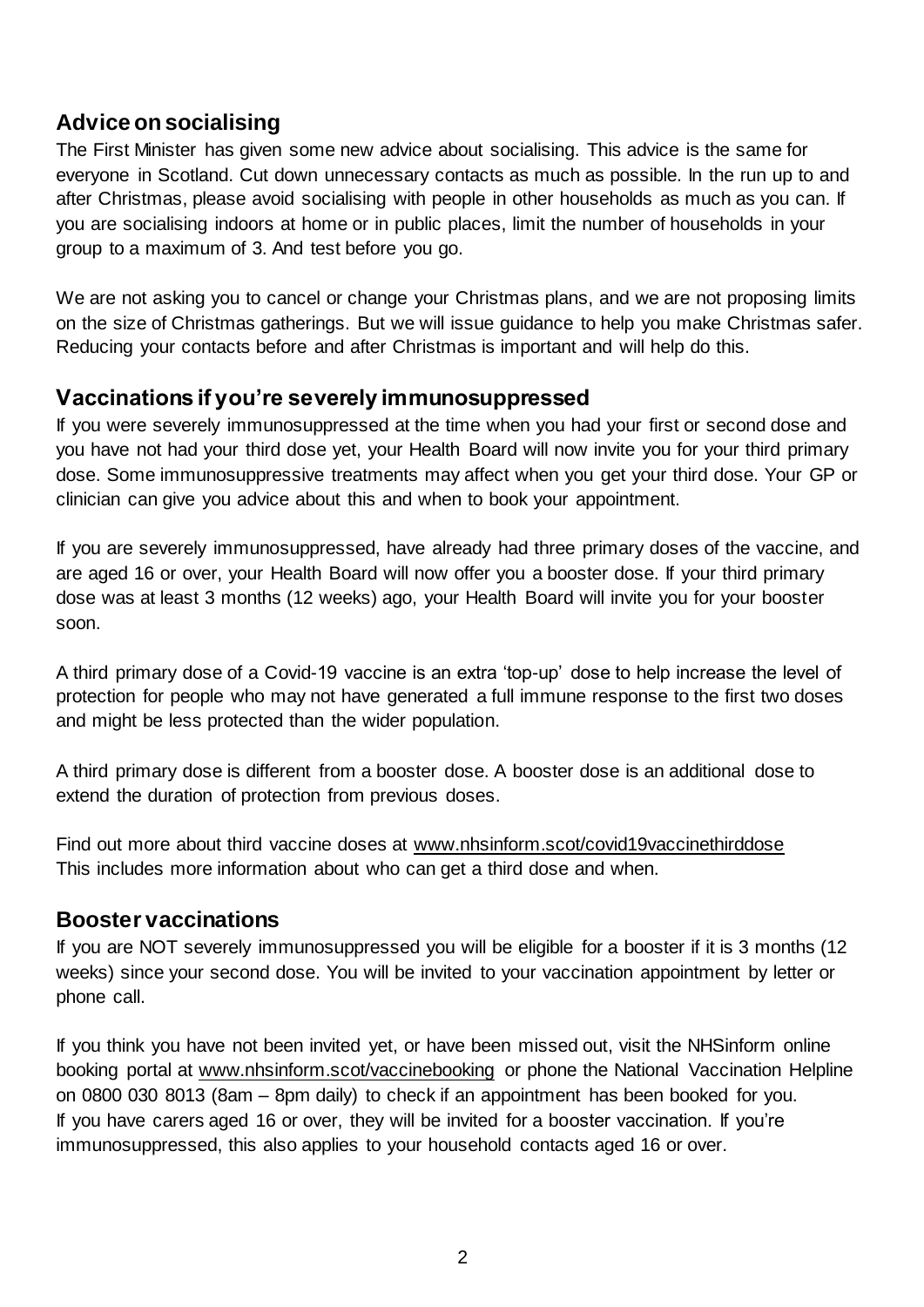## Advice on socialising

The First Minister has given some new advice about socialising. This advice is the same for everyone in Scotland. Cut down unnecessary contacts as much as possible. In the run up to and after Christmas, please avoid socialising with people in other households as much as you can. If you are socialising indoors at home or in public places, limit the number of households in your group to a maximum of 3. And test before you go.

We are not asking you to cancel or change your Christmas plans, and we are not proposing limits on the size of Christmas gatherings. But we will issue guidance to help you make Christmas safer. Reducing your contacts before and after Christmas is important and will help do this.

## Vaccinations if you're severely immunosuppressed

If you were severely immunosuppressed at the time when you had your first or second dose and you have not had your third dose yet, your Health Board will now invite you for your third primary dose. Some immunosuppressive treatments may affect when you get your third dose. Your GP or clinician can give you advice about this and when to book your appointment.

If you are severely immunosuppressed, have already had three primary doses of the vaccine, and are aged 16 or over, your Health Board will now offer you a booster dose. If your third primary dose was at least 3 months (12 weeks) ago, your Health Board will invite you for your booster soon.

A third primary dose of a Covid-19 vaccine is an extra 'top-up' dose to help increase the level of protection for people who may not have generated a full immune response to the first two doses and might be less protected than the wider population.

A third primary dose is different from a booster dose. A booster dose is an additional dose to extend the duration of protection from previous doses.

Find out more about third vaccine doses at www.nhsinform.scot/covid19vaccinethirddose
This includes more information about who can get a third dose and when.

## Booster vaccinations

If you are NOT severely immunosuppressed you will be eligible for a booster if it is 3 months (12 weeks) since your second dose. You will be invited to your vaccination appointment by letter or phone call.

If you think you have not been invited yet, or have been missed out, visit the NHSinform online booking portal at www.nhsinform.scot/vaccinebooking or phone the National Vaccination Helpline on 0800 030 8013 (8am – 8pm daily) to check if an appointment has been booked for you.
If you have carers aged 16 or over, they will be invited for a booster vaccination. If you're immunosuppressed, this also applies to your household contacts aged 16 or over.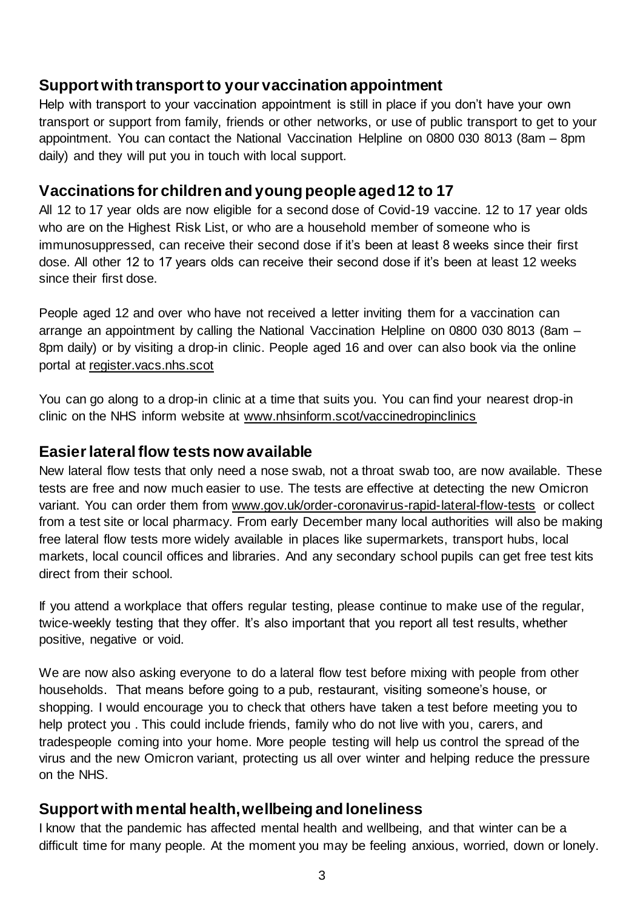## Support with transport to your vaccination appointment

Help with transport to your vaccination appointment is still in place if you don't have your own transport or support from family, friends or other networks, or use of public transport to get to your appointment. You can contact the National Vaccination Helpline on 0800 030 8013 (8am – 8pm daily) and they will put you in touch with local support.

## Vaccinations for children and young people aged 12 to 17

All 12 to 17 year olds are now eligible for a second dose of Covid-19 vaccine. 12 to 17 year olds who are on the Highest Risk List, or who are a household member of someone who is immunosuppressed, can receive their second dose if it's been at least 8 weeks since their first dose. All other 12 to 17 years olds can receive their second dose if it's been at least 12 weeks since their first dose.

People aged 12 and over who have not received a letter inviting them for a vaccination can arrange an appointment by calling the National Vaccination Helpline on 0800 030 8013 (8am – 8pm daily) or by visiting a drop-in clinic. People aged 16 and over can also book via the online portal at register.vacs.nhs.scot

You can go along to a drop-in clinic at a time that suits you. You can find your nearest drop-in clinic on the NHS inform website at www.nhsinform.scot/vaccinedropinclinics

## Easier lateral flow tests now available

New lateral flow tests that only need a nose swab, not a throat swab too, are now available. These tests are free and now much easier to use. The tests are effective at detecting the new Omicron variant. You can order them from www.gov.uk/order-coronavirus-rapid-lateral-flow-tests or collect from a test site or local pharmacy. From early December many local authorities will also be making free lateral flow tests more widely available in places like supermarkets, transport hubs, local markets, local council offices and libraries. And any secondary school pupils can get free test kits direct from their school.

If you attend a workplace that offers regular testing, please continue to make use of the regular, twice-weekly testing that they offer. It's also important that you report all test results, whether positive, negative or void.

We are now also asking everyone to do a lateral flow test before mixing with people from other households. That means before going to a pub, restaurant, visiting someone's house, or shopping. I would encourage you to check that others have taken a test before meeting you to help protect you . This could include friends, family who do not live with you, carers, and tradespeople coming into your home. More people testing will help us control the spread of the virus and the new Omicron variant, protecting us all over winter and helping reduce the pressure on the NHS.

## Support with mental health, wellbeing and loneliness

I know that the pandemic has affected mental health and wellbeing, and that winter can be a difficult time for many people. At the moment you may be feeling anxious, worried, down or lonely.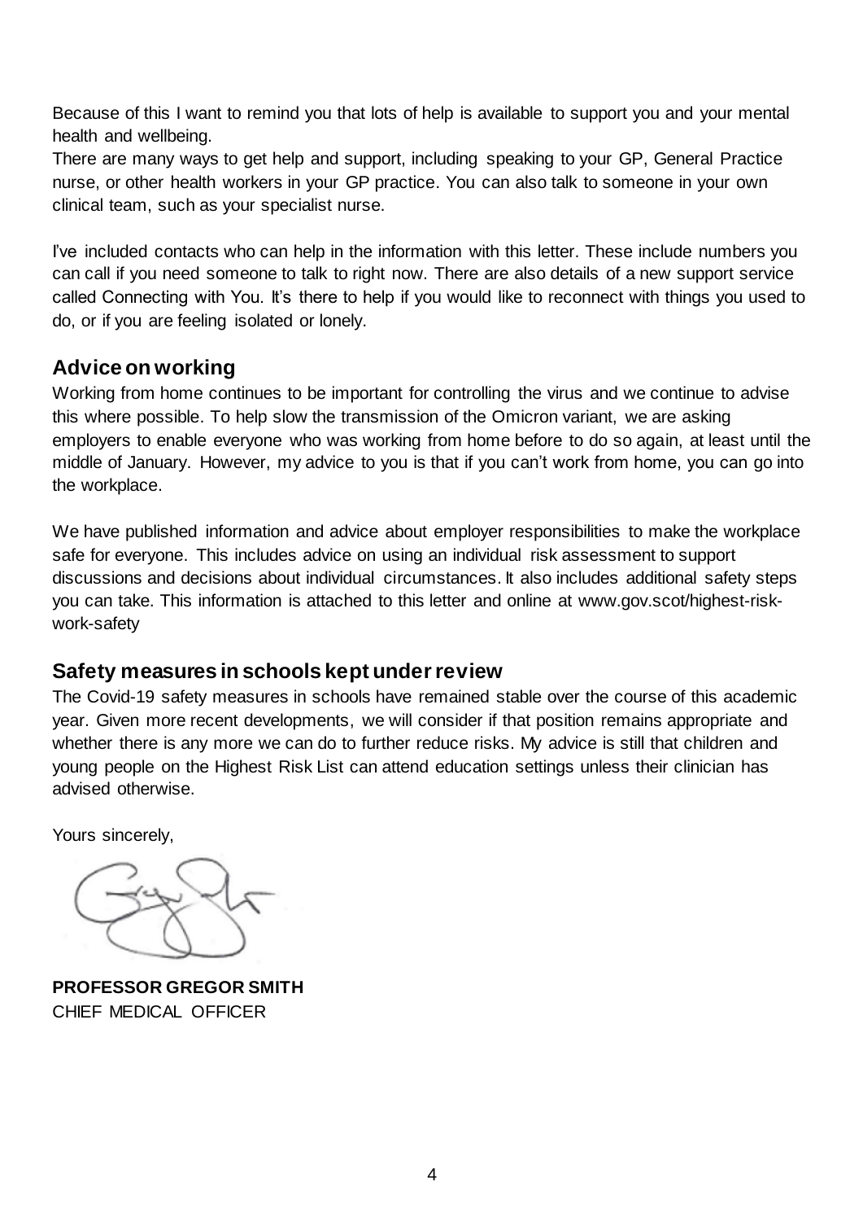Because of this I want to remind you that lots of help is available to support you and your mental health and wellbeing.
There are many ways to get help and support, including speaking to your GP, General Practice nurse, or other health workers in your GP practice. You can also talk to someone in your own clinical team, such as your specialist nurse.

I've included contacts who can help in the information with this letter. These include numbers you can call if you need someone to talk to right now. There are also details of a new support service called Connecting with You. It's there to help if you would like to reconnect with things you used to do, or if you are feeling isolated or lonely.

## Advice on working

Working from home continues to be important for controlling the virus and we continue to advise this where possible. To help slow the transmission of the Omicron variant, we are asking employers to enable everyone who was working from home before to do so again, at least until the middle of January. However, my advice to you is that if you can't work from home, you can go into the workplace.

We have published information and advice about employer responsibilities to make the workplace safe for everyone. This includes advice on using an individual risk assessment to support discussions and decisions about individual circumstances. It also includes additional safety steps you can take. This information is attached to this letter and online at www.gov.scot/highest-risk-work-safety

## Safety measures in schools kept under review

The Covid-19 safety measures in schools have remained stable over the course of this academic year. Given more recent developments, we will consider if that position remains appropriate and whether there is any more we can do to further reduce risks. My advice is still that children and young people on the Highest Risk List can attend education settings unless their clinician has advised otherwise.

Yours sincerely,

**PROFESSOR GREGOR SMITH**
CHIEF MEDICAL OFFICER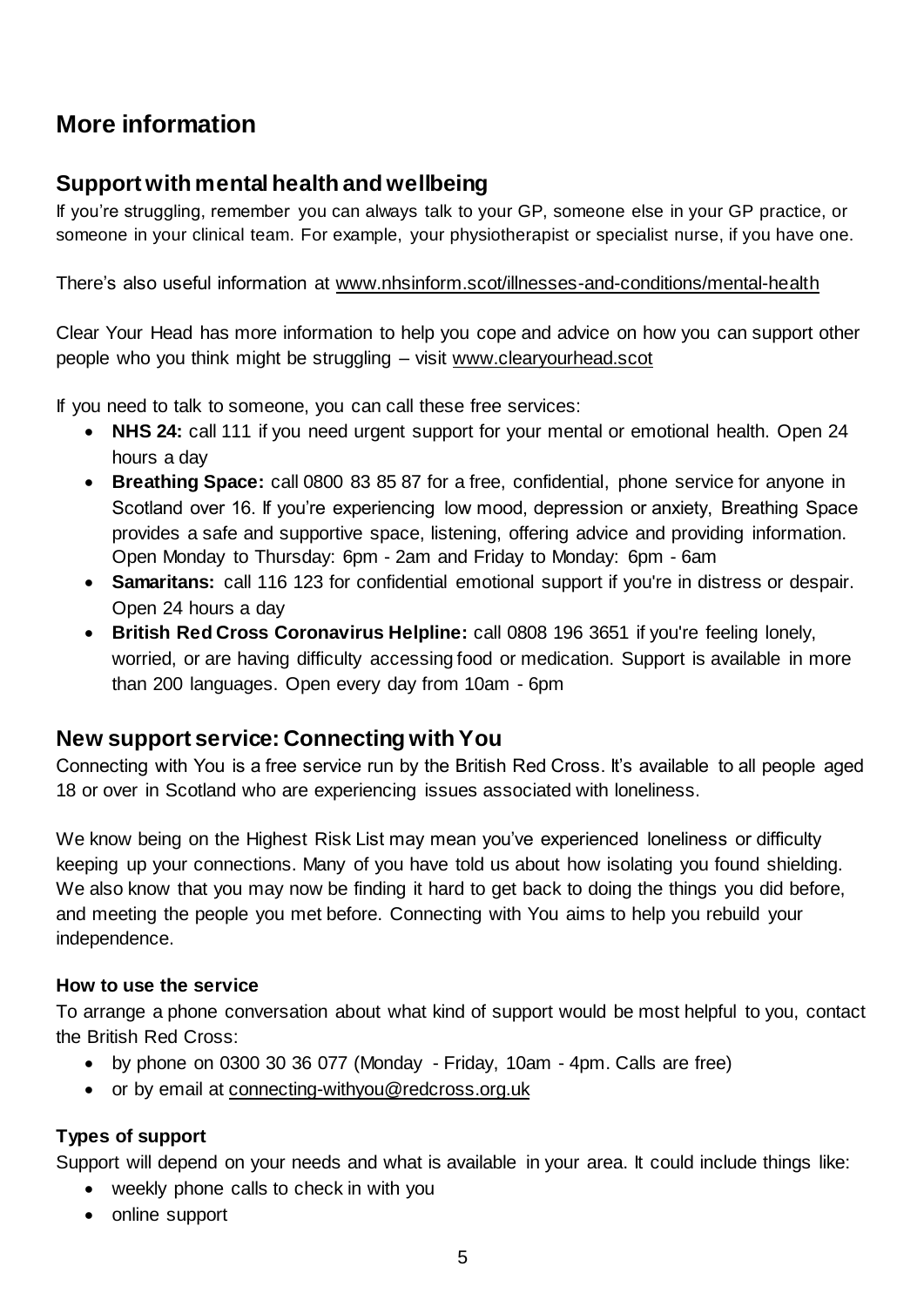# More information

## Support with mental health and wellbeing

If you're struggling, remember you can always talk to your GP, someone else in your GP practice, or someone in your clinical team. For example, your physiotherapist or specialist nurse, if you have one.

There's also useful information at www.nhsinform.scot/illnesses-and-conditions/mental-health

Clear Your Head has more information to help you cope and advice on how you can support other people who you think might be struggling – visit www.clearyourhead.scot

If you need to talk to someone, you can call these free services:

- **NHS 24:** call 111 if you need urgent support for your mental or emotional health. Open 24 hours a day
- **Breathing Space:** call 0800 83 85 87 for a free, confidential, phone service for anyone in Scotland over 16. If you're experiencing low mood, depression or anxiety, Breathing Space provides a safe and supportive space, listening, offering advice and providing information. Open Monday to Thursday: 6pm - 2am and Friday to Monday: 6pm - 6am
- **Samaritans:** call 116 123 for confidential emotional support if you're in distress or despair. Open 24 hours a day
- **British Red Cross Coronavirus Helpline:** call 0808 196 3651 if you're feeling lonely, worried, or are having difficulty accessing food or medication. Support is available in more than 200 languages. Open every day from 10am - 6pm

## New support service: Connecting with You

Connecting with You is a free service run by the British Red Cross. It's available to all people aged 18 or over in Scotland who are experiencing issues associated with loneliness.

We know being on the Highest Risk List may mean you've experienced loneliness or difficulty keeping up your connections. Many of you have told us about how isolating you found shielding. We also know that you may now be finding it hard to get back to doing the things you did before, and meeting the people you met before. Connecting with You aims to help you rebuild your independence.

### How to use the service

To arrange a phone conversation about what kind of support would be most helpful to you, contact the British Red Cross:

- by phone on 0300 30 36 077 (Monday - Friday, 10am - 4pm. Calls are free)
- or by email at connecting-withyou@redcross.org.uk

### Types of support

Support will depend on your needs and what is available in your area. It could include things like:

- weekly phone calls to check in with you
- online support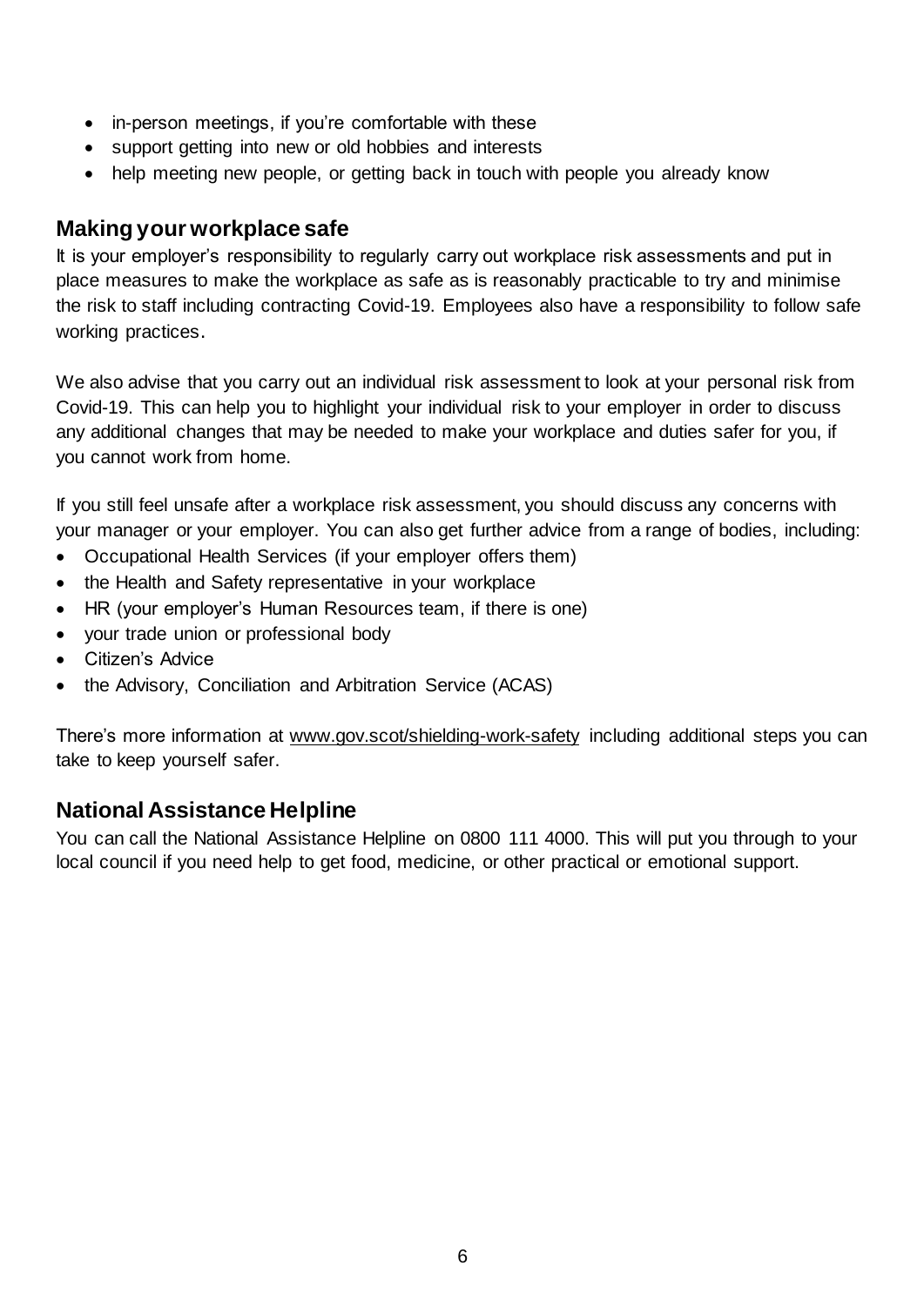- in-person meetings, if you're comfortable with these
- support getting into new or old hobbies and interests
- help meeting new people, or getting back in touch with people you already know

## Making your workplace safe

It is your employer's responsibility to regularly carry out workplace risk assessments and put in place measures to make the workplace as safe as is reasonably practicable to try and minimise the risk to staff including contracting Covid-19. Employees also have a responsibility to follow safe working practices.

We also advise that you carry out an individual risk assessment to look at your personal risk from Covid-19. This can help you to highlight your individual risk to your employer in order to discuss any additional changes that may be needed to make your workplace and duties safer for you, if you cannot work from home.

If you still feel unsafe after a workplace risk assessment, you should discuss any concerns with your manager or your employer. You can also get further advice from a range of bodies, including:

- Occupational Health Services (if your employer offers them)
- the Health and Safety representative in your workplace
- HR (your employer's Human Resources team, if there is one)
- your trade union or professional body
- Citizen's Advice
- the Advisory, Conciliation and Arbitration Service (ACAS)

There's more information at www.gov.scot/shielding-work-safety including additional steps you can take to keep yourself safer.

## National Assistance Helpline

You can call the National Assistance Helpline on 0800 111 4000. This will put you through to your local council if you need help to get food, medicine, or other practical or emotional support.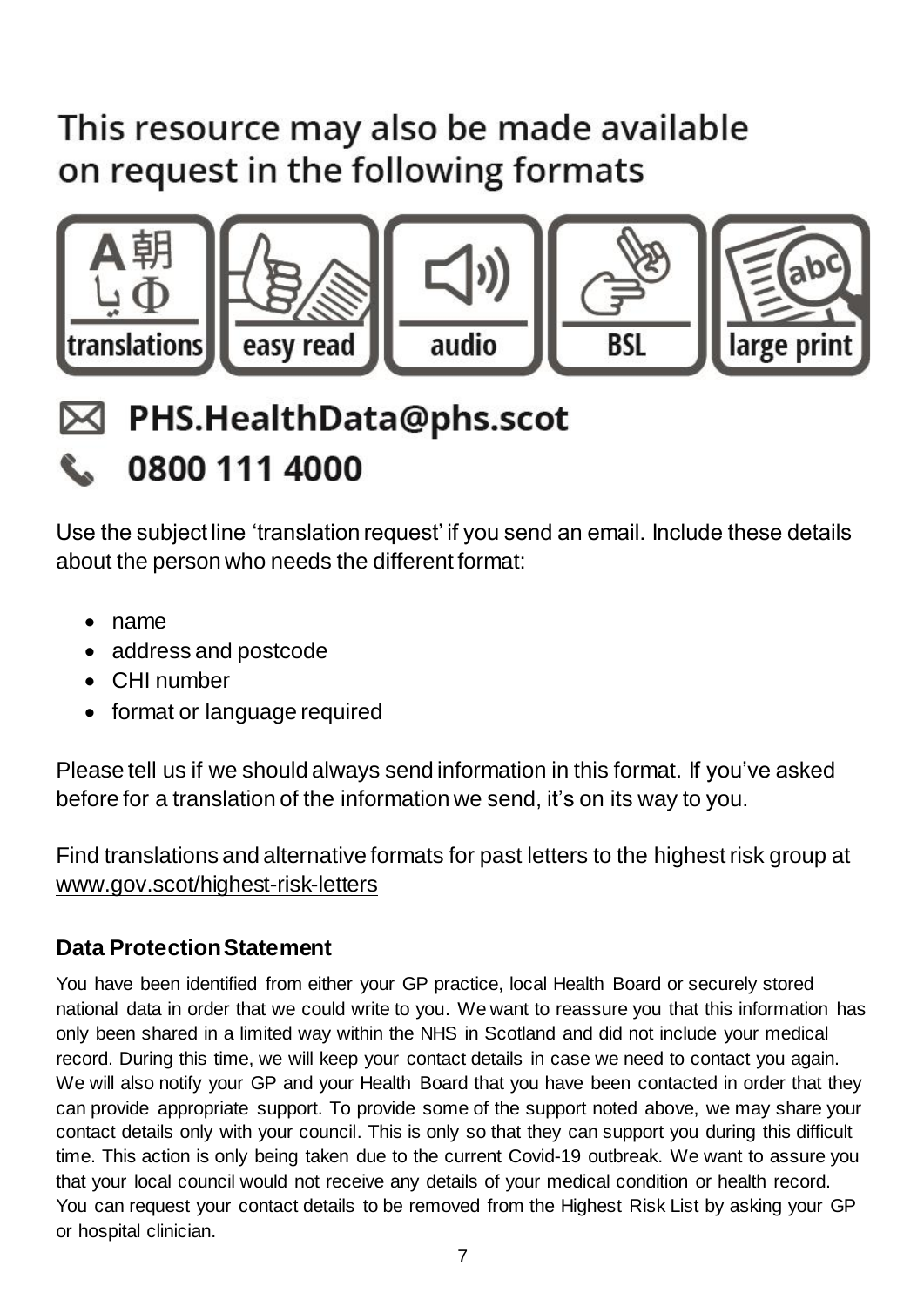# This resource may also be made available on request in the following formats

translations | easy read | audio | BSL | large print

## PHS.HealthData@phs.scot

## 0800 111 4000

Use the subject line 'translation request' if you send an email. Include these details about the person who needs the different format:

- name
- address and postcode
- CHI number
- format or language required

Please tell us if we should always send information in this format. If you've asked before for a translation of the information we send, it's on its way to you.

Find translations and alternative formats for past letters to the highest risk group at www.gov.scot/highest-risk-letters

### Data Protection Statement

You have been identified from either your GP practice, local Health Board or securely stored national data in order that we could write to you. We want to reassure you that this information has only been shared in a limited way within the NHS in Scotland and did not include your medical record. During this time, we will keep your contact details in case we need to contact you again. We will also notify your GP and your Health Board that you have been contacted in order that they can provide appropriate support. To provide some of the support noted above, we may share your contact details only with your council. This is only so that they can support you during this difficult time. This action is only being taken due to the current Covid-19 outbreak. We want to assure you that your local council would not receive any details of your medical condition or health record. You can request your contact details to be removed from the Highest Risk List by asking your GP or hospital clinician.